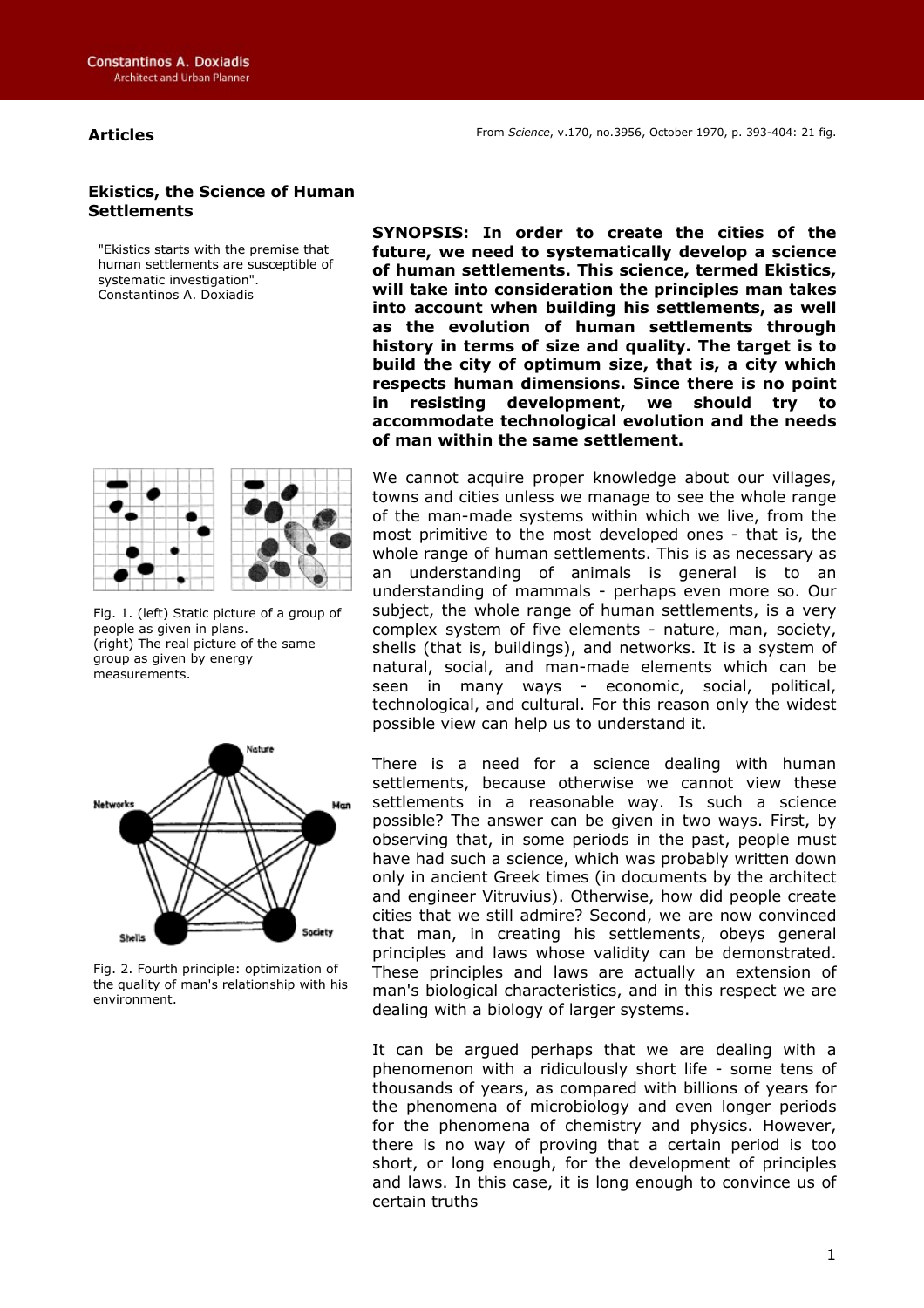**Articles**

From *Science*, v.170, no.3956, October 1970, p. 393-404: 21 fig.

# Ekistics, the Science of Human Settlements

"Ekistics starts with the premise that human settlements are susceptible of systematic investigation".
Constantinos A. Doxiadis

**SYNOPSIS: In order to create the cities of the future, we need to systematically develop a science of human settlements. This science, termed Ekistics, will take into consideration the principles man takes into account when building his settlements, as well as the evolution of human settlements through history in terms of size and quality. The target is to build the city of optimum size, that is, a city which respects human dimensions. Since there is no point in resisting development, we should try to accommodate technological evolution and the needs of man within the same settlement.**

Fig. 1. (left) Static picture of a group of people as given in plans.
(right) The real picture of the same group as given by energy measurements.

Nature
Networks
Man
Shells
Society

Fig. 2. Fourth principle: optimization of the quality of man's relationship with his environment.

We cannot acquire proper knowledge about our villages, towns and cities unless we manage to see the whole range of the man-made systems within which we live, from the most primitive to the most developed ones - that is, the whole range of human settlements. This is as necessary as an understanding of animals is general is to an understanding of mammals - perhaps even more so. Our subject, the whole range of human settlements, is a very complex system of five elements - nature, man, society, shells (that is, buildings), and networks. It is a system of natural, social, and man-made elements which can be seen in many ways - economic, social, political, technological, and cultural. For this reason only the widest possible view can help us to understand it.

There is a need for a science dealing with human settlements, because otherwise we cannot view these settlements in a reasonable way. Is such a science possible? The answer can be given in two ways. First, by observing that, in some periods in the past, people must have had such a science, which was probably written down only in ancient Greek times (in documents by the architect and engineer Vitruvius). Otherwise, how did people create cities that we still admire? Second, we are now convinced that man, in creating his settlements, obeys general principles and laws whose validity can be demonstrated. These principles and laws are actually an extension of man's biological characteristics, and in this respect we are dealing with a biology of larger systems.

It can be argued perhaps that we are dealing with a phenomenon with a ridiculously short life - some tens of thousands of years, as compared with billions of years for the phenomena of microbiology and even longer periods for the phenomena of chemistry and physics. However, there is no way of proving that a certain period is too short, or long enough, for the development of principles and laws. In this case, it is long enough to convince us of certain truths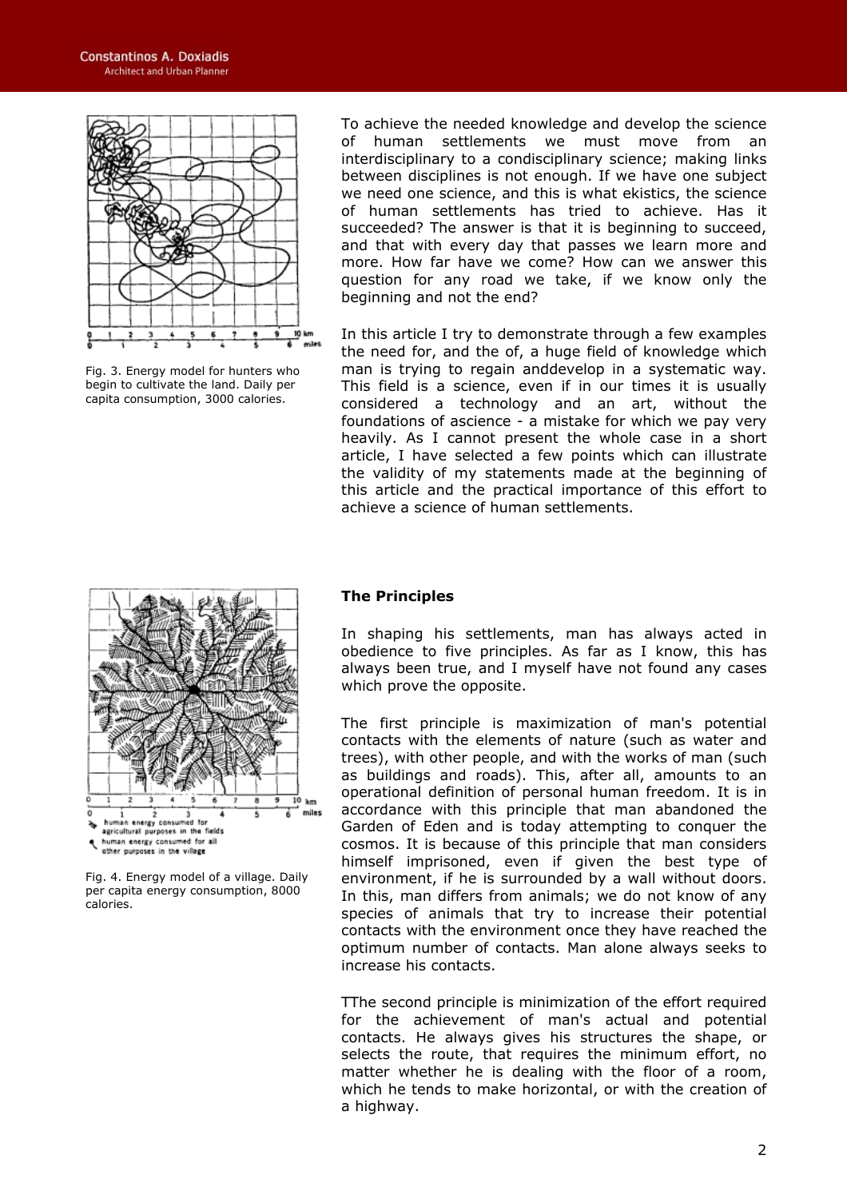Fig. 3. Energy model for hunters who begin to cultivate the land. Daily per capita consumption, 3000 calories.

To achieve the needed knowledge and develop the science of human settlements we must move from an interdisciplinary to a condisciplinary science; making links between disciplines is not enough. If we have one subject we need one science, and this is what ekistics, the science of human settlements has tried to achieve. Has it succeeded? The answer is that it is beginning to succeed, and that with every day that passes we learn more and more. How far have we come? How can we answer this question for any road we take, if we know only the beginning and not the end?

In this article I try to demonstrate through a few examples the need for, and the of, a huge field of knowledge which man is trying to regain anddevelop in a systematic way. This field is a science, even if in our times it is usually considered a technology and an art, without the foundations of ascience - a mistake for which we pay very heavily. As I cannot present the whole case in a short article, I have selected a few points which can illustrate the validity of my statements made at the beginning of this article and the practical importance of this effort to achieve a science of human settlements.

Fig. 4. Energy model of a village. Daily per capita energy consumption, 8000 calories.

## The Principles

In shaping his settlements, man has always acted in obedience to five principles. As far as I know, this has always been true, and I myself have not found any cases which prove the opposite.

The first principle is maximization of man's potential contacts with the elements of nature (such as water and trees), with other people, and with the works of man (such as buildings and roads). This, after all, amounts to an operational definition of personal human freedom. It is in accordance with this principle that man abandoned the Garden of Eden and is today attempting to conquer the cosmos. It is because of this principle that man considers himself imprisoned, even if given the best type of environment, if he is surrounded by a wall without doors. In this, man differs from animals; we do not know of any species of animals that try to increase their potential contacts with the environment once they have reached the optimum number of contacts. Man alone always seeks to increase his contacts.

TThe second principle is minimization of the effort required for the achievement of man's actual and potential contacts. He always gives his structures the shape, or selects the route, that requires the minimum effort, no matter whether he is dealing with the floor of a room, which he tends to make horizontal, or with the creation of a highway.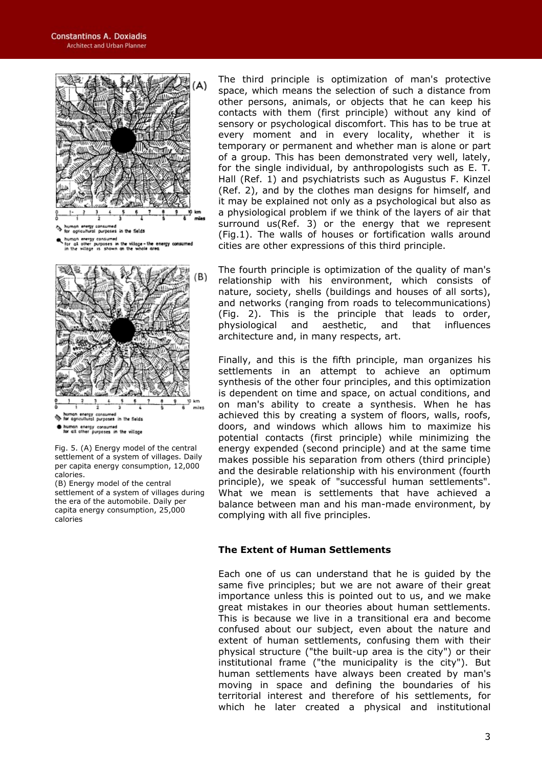Fig. 5. (A) Energy model of the central settlement of a system of villages. Daily per capita energy consumption, 12,000 calories.
(B) Energy model of the central settlement of a system of villages during the era of the automobile. Daily per capita energy consumption, 25,000 calories

The third principle is optimization of man's protective space, which means the selection of such a distance from other persons, animals, or objects that he can keep his contacts with them (first principle) without any kind of sensory or psychological discomfort. This has to be true at every moment and in every locality, whether it is temporary or permanent and whether man is alone or part of a group. This has been demonstrated very well, lately, for the single individual, by anthropologists such as E. T. Hall (Ref. 1) and psychiatrists such as Augustus F. Kinzel (Ref. 2), and by the clothes man designs for himself, and it may be explained not only as a psychological but also as a physiological problem if we think of the layers of air that surround us(Ref. 3) or the energy that we represent (Fig.1). The walls of houses or fortification walls around cities are other expressions of this third principle.

The fourth principle is optimization of the quality of man's relationship with his environment, which consists of nature, society, shells (buildings and houses of all sorts), and networks (ranging from roads to telecommunications) (Fig. 2). This is the principle that leads to order, physiological and aesthetic, and that influences architecture and, in many respects, art.

Finally, and this is the fifth principle, man organizes his settlements in an attempt to achieve an optimum synthesis of the other four principles, and this optimization is dependent on time and space, on actual conditions, and on man's ability to create a synthesis. When he has achieved this by creating a system of floors, walls, roofs, doors, and windows which allows him to maximize his potential contacts (first principle) while minimizing the energy expended (second principle) and at the same time makes possible his separation from others (third principle) and the desirable relationship with his environment (fourth principle), we speak of "successful human settlements". What we mean is settlements that have achieved a balance between man and his man-made environment, by complying with all five principles.

### The Extent of Human Settlements

Each one of us can understand that he is guided by the same five principles; but we are not aware of their great importance unless this is pointed out to us, and we make great mistakes in our theories about human settlements. This is because we live in a transitional era and become confused about our subject, even about the nature and extent of human settlements, confusing them with their physical structure ("the built-up area is the city") or their institutional frame ("the municipality is the city"). But human settlements have always been created by man's moving in space and defining the boundaries of his territorial interest and therefore of his settlements, for which he later created a physical and institutional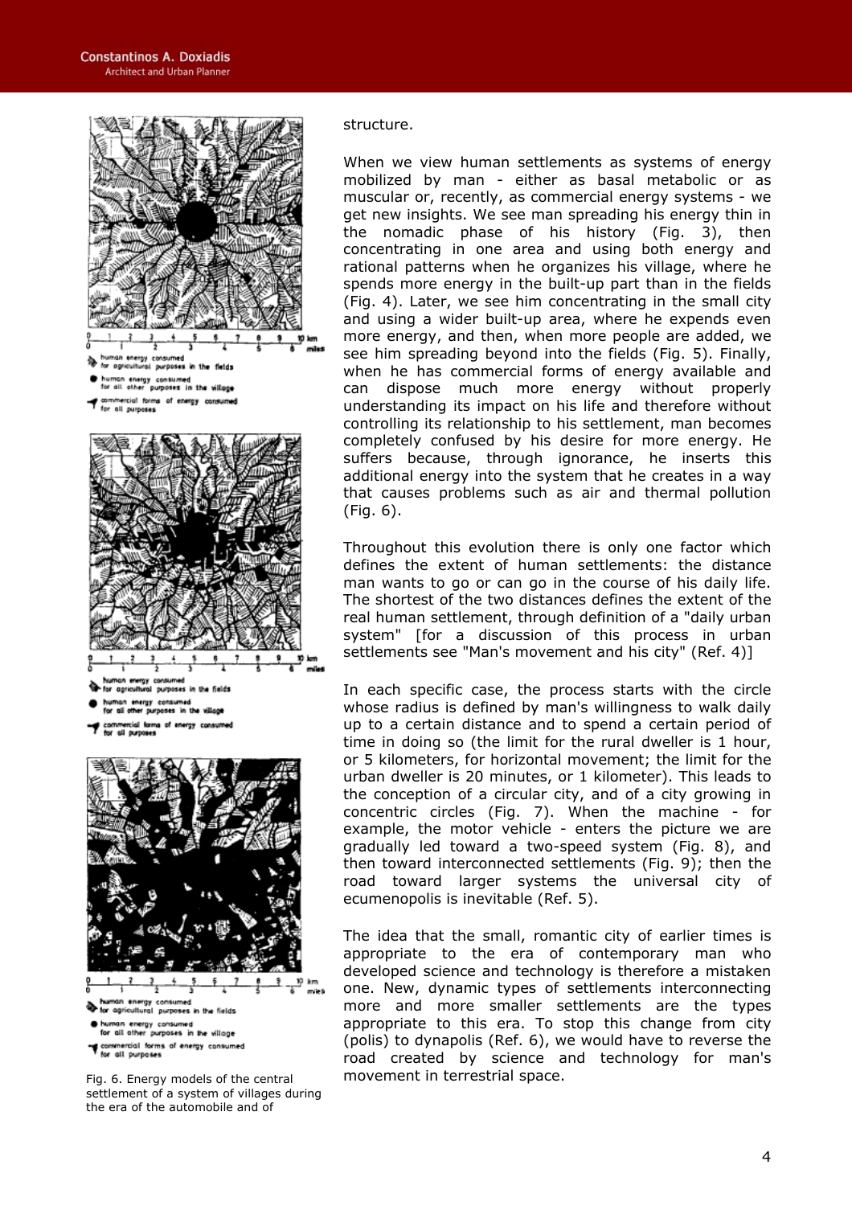structure.

When we view human settlements as systems of energy mobilized by man - either as basal metabolic or as muscular or, recently, as commercial energy systems - we get new insights. We see man spreading his energy thin in the nomadic phase of his history (Fig. 3), then concentrating in one area and using both energy and rational patterns when he organizes his village, where he spends more energy in the built-up part than in the fields (Fig. 4). Later, we see him concentrating in the small city and using a wider built-up area, where he expends even more energy, and then, when more people are added, we see him spreading beyond into the fields (Fig. 5). Finally, when he has commercial forms of energy available and can dispose much more energy without properly understanding its impact on his life and therefore without controlling its relationship to his settlement, man becomes completely confused by his desire for more energy. He suffers because, through ignorance, he inserts this additional energy into the system that he creates in a way that causes problems such as air and thermal pollution (Fig. 6).

Throughout this evolution there is only one factor which defines the extent of human settlements: the distance man wants to go or can go in the course of his daily life. The shortest of the two distances defines the extent of the real human settlement, through definition of a "daily urban system" [for a discussion of this process in urban settlements see "Man's movement and his city" (Ref. 4)]

In each specific case, the process starts with the circle whose radius is defined by man's willingness to walk daily up to a certain distance and to spend a certain period of time in doing so (the limit for the rural dweller is 1 hour, or 5 kilometers, for horizontal movement; the limit for the urban dweller is 20 minutes, or 1 kilometer). This leads to the conception of a circular city, and of a city growing in concentric circles (Fig. 7). When the machine - for example, the motor vehicle - enters the picture we are gradually led toward a two-speed system (Fig. 8), and then toward interconnected settlements (Fig. 9); then the road toward larger systems the universal city of ecumenopolis is inevitable (Ref. 5).

The idea that the small, romantic city of earlier times is appropriate to the era of contemporary man who developed science and technology is therefore a mistaken one. New, dynamic types of settlements interconnecting more and more smaller settlements are the types appropriate to this era. To stop this change from city (polis) to dynapolis (Ref. 6), we would have to reverse the road created by science and technology for man's movement in terrestrial space.

Fig. 6. Energy models of the central settlement of a system of villages during the era of the automobile and of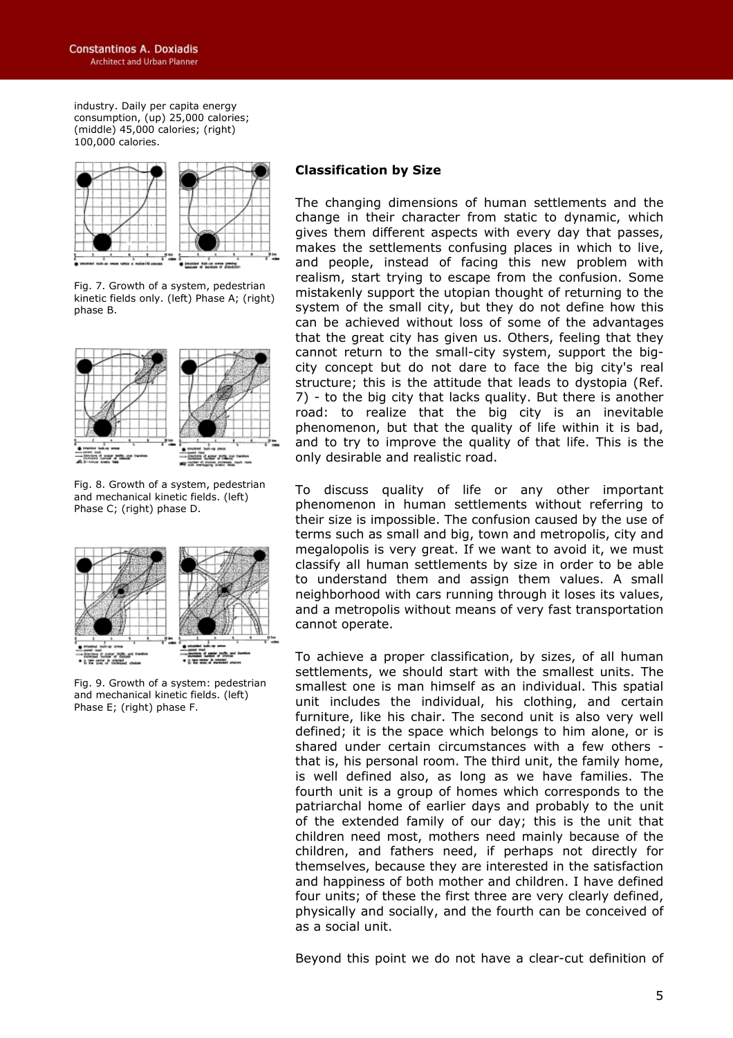industry. Daily per capita energy consumption, (up) 25,000 calories; (middle) 45,000 calories; (right) 100,000 calories.

Fig. 7. Growth of a system, pedestrian kinetic fields only. (left) Phase A; (right) phase B.

Fig. 8. Growth of a system, pedestrian and mechanical kinetic fields. (left) Phase C; (right) phase D.

Fig. 9. Growth of a system: pedestrian and mechanical kinetic fields. (left) Phase E; (right) phase F.

### Classification by Size

The changing dimensions of human settlements and the change in their character from static to dynamic, which gives them different aspects with every day that passes, makes the settlements confusing places in which to live, and people, instead of facing this new problem with realism, start trying to escape from the confusion. Some mistakenly support the utopian thought of returning to the system of the small city, but they do not define how this can be achieved without loss of some of the advantages that the great city has given us. Others, feeling that they cannot return to the small-city system, support the big-city concept but do not dare to face the big city's real structure; this is the attitude that leads to dystopia (Ref. 7) - to the big city that lacks quality. But there is another road: to realize that the big city is an inevitable phenomenon, but that the quality of life within it is bad, and to try to improve the quality of that life. This is the only desirable and realistic road.

To discuss quality of life or any other important phenomenon in human settlements without referring to their size is impossible. The confusion caused by the use of terms such as small and big, town and metropolis, city and megalopolis is very great. If we want to avoid it, we must classify all human settlements by size in order to be able to understand them and assign them values. A small neighborhood with cars running through it loses its values, and a metropolis without means of very fast transportation cannot operate.

To achieve a proper classification, by sizes, of all human settlements, we should start with the smallest units. The smallest one is man himself as an individual. This spatial unit includes the individual, his clothing, and certain furniture, like his chair. The second unit is also very well defined; it is the space which belongs to him alone, or is shared under certain circumstances with a few others - that is, his personal room. The third unit, the family home, is well defined also, as long as we have families. The fourth unit is a group of homes which corresponds to the patriarchal home of earlier days and probably to the unit of the extended family of our day; this is the unit that children need most, mothers need mainly because of the children, and fathers need, if perhaps not directly for themselves, because they are interested in the satisfaction and happiness of both mother and children. I have defined four units; of these the first three are very clearly defined, physically and socially, and the fourth can be conceived of as a social unit.

Beyond this point we do not have a clear-cut definition of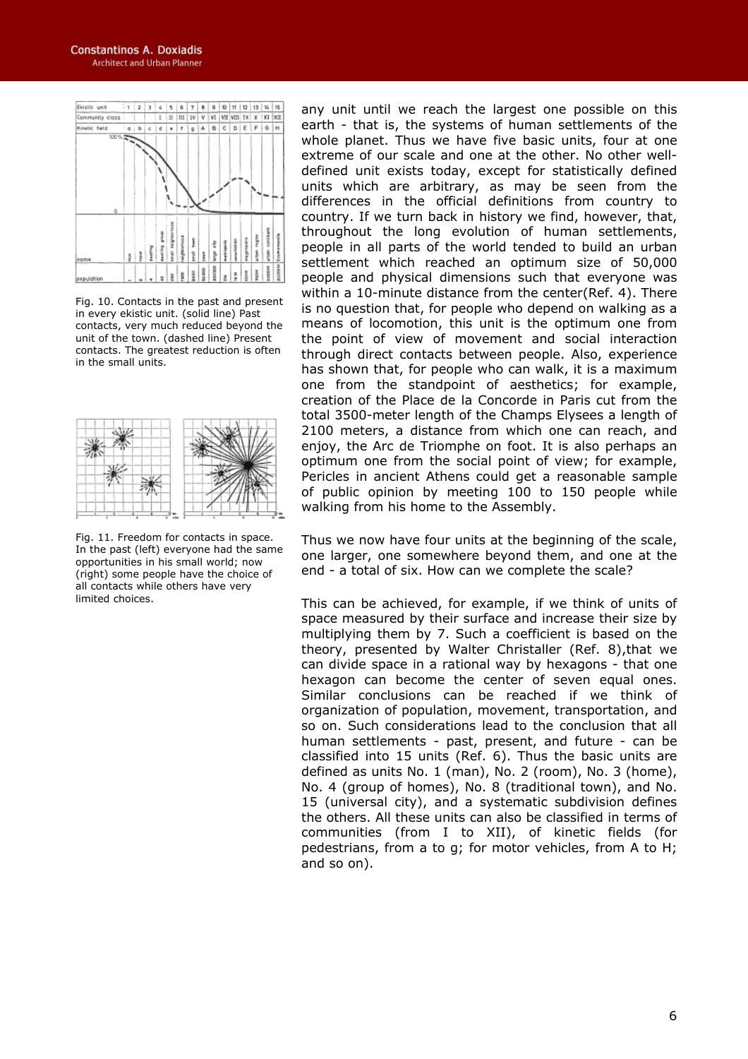Fig. 10. Contacts in the past and present in every ekistic unit. (solid line) Past contacts, very much reduced beyond the unit of the town. (dashed line) Present contacts. The greatest reduction is often in the small units.

Fig. 11. Freedom for contacts in space. In the past (left) everyone had the same opportunities in his small world; now (right) some people have the choice of all contacts while others have very limited choices.

any unit until we reach the largest one possible on this earth - that is, the systems of human settlements of the whole planet. Thus we have five basic units, four at one extreme of our scale and one at the other. No other well-defined unit exists today, except for statistically defined units which are arbitrary, as may be seen from the differences in the official definitions from country to country. If we turn back in history we find, however, that, throughout the long evolution of human settlements, people in all parts of the world tended to build an urban settlement which reached an optimum size of 50,000 people and physical dimensions such that everyone was within a 10-minute distance from the center(Ref. 4). There is no question that, for people who depend on walking as a means of locomotion, this unit is the optimum one from the point of view of movement and social interaction through direct contacts between people. Also, experience has shown that, for people who can walk, it is a maximum one from the standpoint of aesthetics; for example, creation of the Place de la Concorde in Paris cut from the total 3500-meter length of the Champs Elysees a length of 2100 meters, a distance from which one can reach, and enjoy, the Arc de Triomphe on foot. It is also perhaps an optimum one from the social point of view; for example, Pericles in ancient Athens could get a reasonable sample of public opinion by meeting 100 to 150 people while walking from his home to the Assembly.

Thus we now have four units at the beginning of the scale, one larger, one somewhere beyond them, and one at the end - a total of six. How can we complete the scale?

This can be achieved, for example, if we think of units of space measured by their surface and increase their size by multiplying them by 7. Such a coefficient is based on the theory, presented by Walter Christaller (Ref. 8),that we can divide space in a rational way by hexagons - that one hexagon can become the center of seven equal ones. Similar conclusions can be reached if we think of organization of population, movement, transportation, and so on. Such considerations lead to the conclusion that all human settlements - past, present, and future - can be classified into 15 units (Ref. 6). Thus the basic units are defined as units No. 1 (man), No. 2 (room), No. 3 (home), No. 4 (group of homes), No. 8 (traditional town), and No. 15 (universal city), and a systematic subdivision defines the others. All these units can also be classified in terms of communities (from I to XII), of kinetic fields (for pedestrians, from a to g; for motor vehicles, from A to H; and so on).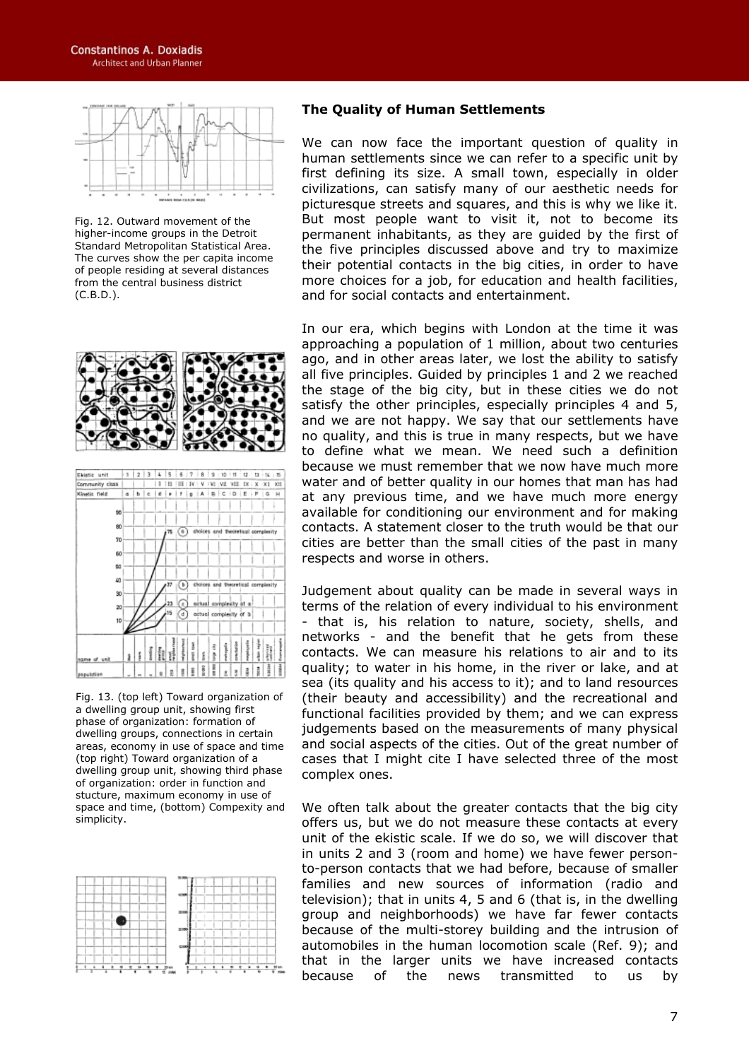Fig. 12. Outward movement of the higher-income groups in the Detroit Standard Metropolitan Statistical Area. The curves show the per capita income of people residing at several distances from the central business district (C.B.D.).

Fig. 13. (top left) Toward organization of a dwelling group unit, showing first phase of organization: formation of dwelling groups, connections in certain areas, economy in use of space and time (top right) Toward organization of a dwelling group unit, showing third phase of organization: order in function and stucture, maximum economy in use of space and time, (bottom) Compexity and simplicity.

## The Quality of Human Settlements

We can now face the important question of quality in human settlements since we can refer to a specific unit by first defining its size. A small town, especially in older civilizations, can satisfy many of our aesthetic needs for picturesque streets and squares, and this is why we like it. But most people want to visit it, not to become its permanent inhabitants, as they are guided by the first of the five principles discussed above and try to maximize their potential contacts in the big cities, in order to have more choices for a job, for education and health facilities, and for social contacts and entertainment.

In our era, which begins with London at the time it was approaching a population of 1 million, about two centuries ago, and in other areas later, we lost the ability to satisfy all five principles. Guided by principles 1 and 2 we reached the stage of the big city, but in these cities we do not satisfy the other principles, especially principles 4 and 5, and we are not happy. We say that our settlements have no quality, and this is true in many respects, but we have to define what we mean. We need such a definition because we must remember that we now have much more water and of better quality in our homes that man has had at any previous time, and we have much more energy available for conditioning our environment and for making contacts. A statement closer to the truth would be that our cities are better than the small cities of the past in many respects and worse in others.

Judgement about quality can be made in several ways in terms of the relation of every individual to his environment - that is, his relation to nature, society, shells, and networks - and the benefit that he gets from these contacts. We can measure his relations to air and to its quality; to water in his home, in the river or lake, and at sea (its quality and his access to it); and to land resources (their beauty and accessibility) and the recreational and functional facilities provided by them; and we can express judgements based on the measurements of many physical and social aspects of the cities. Out of the great number of cases that I might cite I have selected three of the most complex ones.

We often talk about the greater contacts that the big city offers us, but we do not measure these contacts at every unit of the ekistic scale. If we do so, we will discover that in units 2 and 3 (room and home) we have fewer person-to-person contacts that we had before, because of smaller families and new sources of information (radio and television); that in units 4, 5 and 6 (that is, in the dwelling group and neighborhoods) we have far fewer contacts because of the multi-storey building and the intrusion of automobiles in the human locomotion scale (Ref. 9); and that in the larger units we have increased contacts because of the news transmitted to us by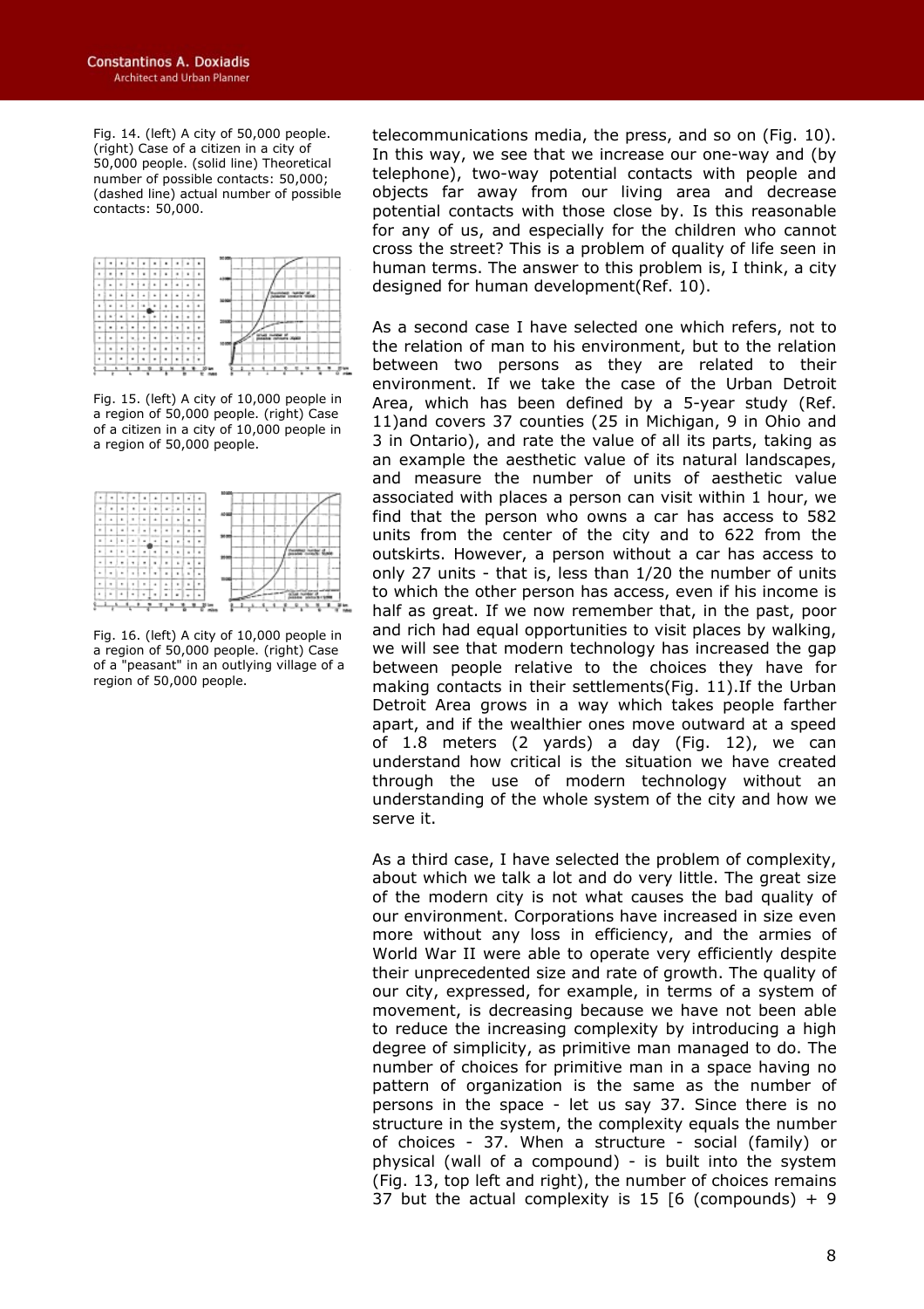Fig. 14. (left) A city of 50,000 people. (right) Case of a citizen in a city of 50,000 people. (solid line) Theoretical number of possible contacts: 50,000; (dashed line) actual number of possible contacts: 50,000.

Fig. 15. (left) A city of 10,000 people in a region of 50,000 people. (right) Case of a citizen in a city of 10,000 people in a region of 50,000 people.

Fig. 16. (left) A city of 10,000 people in a region of 50,000 people. (right) Case of a "peasant" in an outlying village of a region of 50,000 people.

telecommunications media, the press, and so on (Fig. 10). In this way, we see that we increase our one-way and (by telephone), two-way potential contacts with people and objects far away from our living area and decrease potential contacts with those close by. Is this reasonable for any of us, and especially for the children who cannot cross the street? This is a problem of quality of life seen in human terms. The answer to this problem is, I think, a city designed for human development(Ref. 10).

As a second case I have selected one which refers, not to the relation of man to his environment, but to the relation between two persons as they are related to their environment. If we take the case of the Urban Detroit Area, which has been defined by a 5-year study (Ref. 11)and covers 37 counties (25 in Michigan, 9 in Ohio and 3 in Ontario), and rate the value of all its parts, taking as an example the aesthetic value of its natural landscapes, and measure the number of units of aesthetic value associated with places a person can visit within 1 hour, we find that the person who owns a car has access to 582 units from the center of the city and to 622 from the outskirts. However, a person without a car has access to only 27 units - that is, less than 1/20 the number of units to which the other person has access, even if his income is half as great. If we now remember that, in the past, poor and rich had equal opportunities to visit places by walking, we will see that modern technology has increased the gap between people relative to the choices they have for making contacts in their settlements(Fig. 11).If the Urban Detroit Area grows in a way which takes people farther apart, and if the wealthier ones move outward at a speed of 1.8 meters (2 yards) a day (Fig. 12), we can understand how critical is the situation we have created through the use of modern technology without an understanding of the whole system of the city and how we serve it.

As a third case, I have selected the problem of complexity, about which we talk a lot and do very little. The great size of the modern city is not what causes the bad quality of our environment. Corporations have increased in size even more without any loss in efficiency, and the armies of World War II were able to operate very efficiently despite their unprecedented size and rate of growth. The quality of our city, expressed, for example, in terms of a system of movement, is decreasing because we have not been able to reduce the increasing complexity by introducing a high degree of simplicity, as primitive man managed to do. The number of choices for primitive man in a space having no pattern of organization is the same as the number of persons in the space - let us say 37. Since there is no structure in the system, the complexity equals the number of choices - 37. When a structure - social (family) or physical (wall of a compound) - is built into the system (Fig. 13, top left and right), the number of choices remains 37 but the actual complexity is 15 [6 (compounds) + 9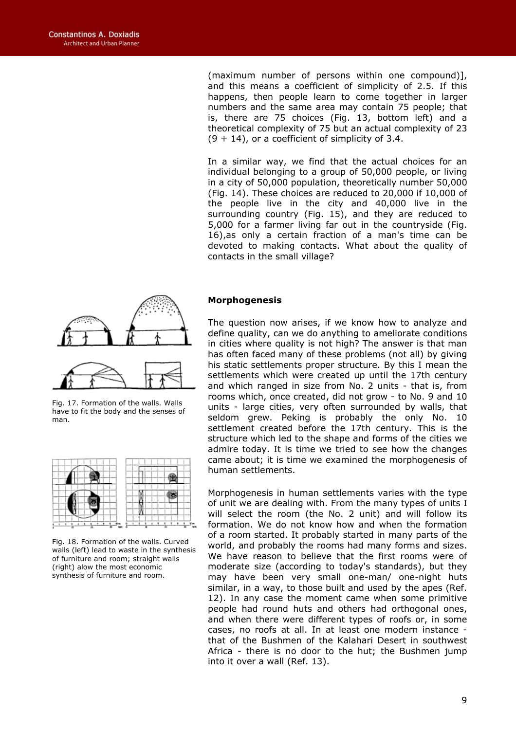(maximum number of persons within one compound)], and this means a coefficient of simplicity of 2.5. If this happens, then people learn to come together in larger numbers and the same area may contain 75 people; that is, there are 75 choices (Fig. 13, bottom left) and a theoretical complexity of 75 but an actual complexity of 23 (9 + 14), or a coefficient of simplicity of 3.4.

In a similar way, we find that the actual choices for an individual belonging to a group of 50,000 people, or living in a city of 50,000 population, theoretically number 50,000 (Fig. 14). These choices are reduced to 20,000 if 10,000 of the people live in the city and 40,000 live in the surrounding country (Fig. 15), and they are reduced to 5,000 for a farmer living far out in the countryside (Fig. 16),as only a certain fraction of a man's time can be devoted to making contacts. What about the quality of contacts in the small village?

Fig. 17. Formation of the walls. Walls have to fit the body and the senses of man.

Fig. 18. Formation of the walls. Curved walls (left) lead to waste in the synthesis of furniture and room; straight walls (right) alow the most economic synthesis of furniture and room.

**Morphogenesis**

The question now arises, if we know how to analyze and define quality, can we do anything to ameliorate conditions in cities where quality is not high? The answer is that man has often faced many of these problems (not all) by giving his static settlements proper structure. By this I mean the settlements which were created up until the 17th century and which ranged in size from No. 2 units - that is, from rooms which, once created, did not grow - to No. 9 and 10 units - large cities, very often surrounded by walls, that seldom grew. Peking is probably the only No. 10 settlement created before the 17th century. This is the structure which led to the shape and forms of the cities we admire today. It is time we tried to see how the changes came about; it is time we examined the morphogenesis of human settlements.

Morphogenesis in human settlements varies with the type of unit we are dealing with. From the many types of units I will select the room (the No. 2 unit) and will follow its formation. We do not know how and when the formation of a room started. It probably started in many parts of the world, and probably the rooms had many forms and sizes. We have reason to believe that the first rooms were of moderate size (according to today's standards), but they may have been very small one-man/ one-night huts similar, in a way, to those built and used by the apes (Ref. 12). In any case the moment came when some primitive people had round huts and others had orthogonal ones, and when there were different types of roofs or, in some cases, no roofs at all. In at least one modern instance - that of the Bushmen of the Kalahari Desert in southwest Africa - there is no door to the hut; the Bushmen jump into it over a wall (Ref. 13).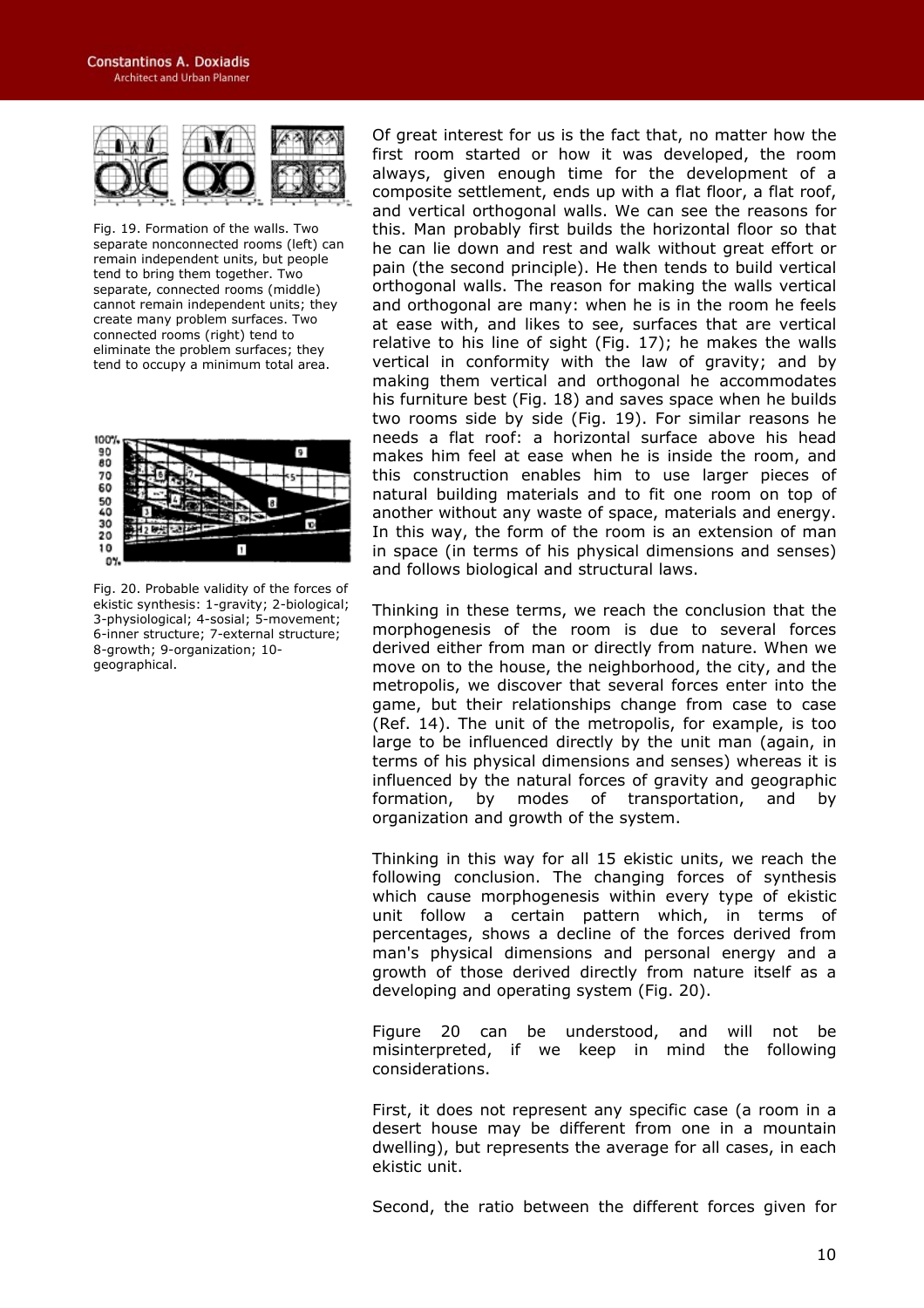Fig. 19. Formation of the walls. Two separate nonconnected rooms (left) can remain independent units, but people tend to bring them together. Two separate, connected rooms (middle) cannot remain independent units; they create many problem surfaces. Two connected rooms (right) tend to eliminate the problem surfaces; they tend to occupy a minimum total area.

100%
90
80
70
60
50
40
30
20
10
0%

Fig. 20. Probable validity of the forces of ekistic synthesis: 1-gravity; 2-biological; 3-physiological; 4-sosial; 5-movement; 6-inner structure; 7-external structure; 8-growth; 9-organization; 10-geographical.

Of great interest for us is the fact that, no matter how the first room started or how it was developed, the room always, given enough time for the development of a composite settlement, ends up with a flat floor, a flat roof, and vertical orthogonal walls. We can see the reasons for this. Man probably first builds the horizontal floor so that he can lie down and rest and walk without great effort or pain (the second principle). He then tends to build vertical orthogonal walls. The reason for making the walls vertical and orthogonal are many: when he is in the room he feels at ease with, and likes to see, surfaces that are vertical relative to his line of sight (Fig. 17); he makes the walls vertical in conformity with the law of gravity; and by making them vertical and orthogonal he accommodates his furniture best (Fig. 18) and saves space when he builds two rooms side by side (Fig. 19). For similar reasons he needs a flat roof: a horizontal surface above his head makes him feel at ease when he is inside the room, and this construction enables him to use larger pieces of natural building materials and to fit one room on top of another without any waste of space, materials and energy. In this way, the form of the room is an extension of man in space (in terms of his physical dimensions and senses) and follows biological and structural laws.

Thinking in these terms, we reach the conclusion that the morphogenesis of the room is due to several forces derived either from man or directly from nature. When we move on to the house, the neighborhood, the city, and the metropolis, we discover that several forces enter into the game, but their relationships change from case to case (Ref. 14). The unit of the metropolis, for example, is too large to be influenced directly by the unit man (again, in terms of his physical dimensions and senses) whereas it is influenced by the natural forces of gravity and geographic formation, by modes of transportation, and by organization and growth of the system.

Thinking in this way for all 15 ekistic units, we reach the following conclusion. The changing forces of synthesis which cause morphogenesis within every type of ekistic unit follow a certain pattern which, in terms of percentages, shows a decline of the forces derived from man's physical dimensions and personal energy and a growth of those derived directly from nature itself as a developing and operating system (Fig. 20).

Figure 20 can be understood, and will not be misinterpreted, if we keep in mind the following considerations.

First, it does not represent any specific case (a room in a desert house may be different from one in a mountain dwelling), but represents the average for all cases, in each ekistic unit.

Second, the ratio between the different forces given for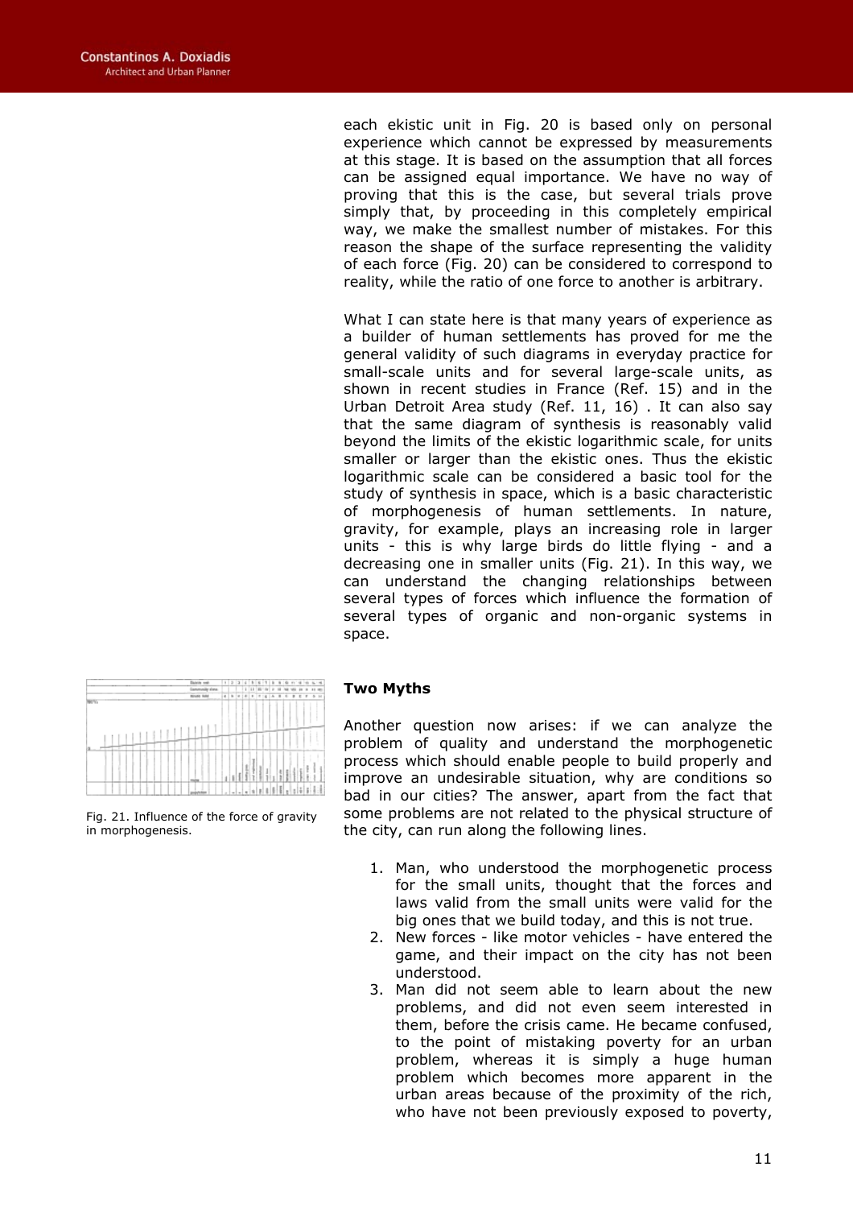each ekistic unit in Fig. 20 is based only on personal experience which cannot be expressed by measurements at this stage. It is based on the assumption that all forces can be assigned equal importance. We have no way of proving that this is the case, but several trials prove simply that, by proceeding in this completely empirical way, we make the smallest number of mistakes. For this reason the shape of the surface representing the validity of each force (Fig. 20) can be considered to correspond to reality, while the ratio of one force to another is arbitrary.

What I can state here is that many years of experience as a builder of human settlements has proved for me the general validity of such diagrams in everyday practice for small-scale units and for several large-scale units, as shown in recent studies in France (Ref. 15) and in the Urban Detroit Area study (Ref. 11, 16) . It can also say that the same diagram of synthesis is reasonably valid beyond the limits of the ekistic logarithmic scale, for units smaller or larger than the ekistic ones. Thus the ekistic logarithmic scale can be considered a basic tool for the study of synthesis in space, which is a basic characteristic of morphogenesis of human settlements. In nature, gravity, for example, plays an increasing role in larger units - this is why large birds do little flying - and a decreasing one in smaller units (Fig. 21). In this way, we can understand the changing relationships between several types of forces which influence the formation of several types of organic and non-organic systems in space.

Fig. 21. Influence of the force of gravity in morphogenesis.

## Two Myths

Another question now arises: if we can analyze the problem of quality and understand the morphogenetic process which should enable people to build properly and improve an undesirable situation, why are conditions so bad in our cities? The answer, apart from the fact that some problems are not related to the physical structure of the city, can run along the following lines.

1. Man, who understood the morphogenetic process for the small units, thought that the forces and laws valid from the small units were valid for the big ones that we build today, and this is not true.
2. New forces - like motor vehicles - have entered the game, and their impact on the city has not been understood.
3. Man did not seem able to learn about the new problems, and did not even seem interested in them, before the crisis came. He became confused, to the point of mistaking poverty for an urban problem, whereas it is simply a huge human problem which becomes more apparent in the urban areas because of the proximity of the rich, who have not been previously exposed to poverty,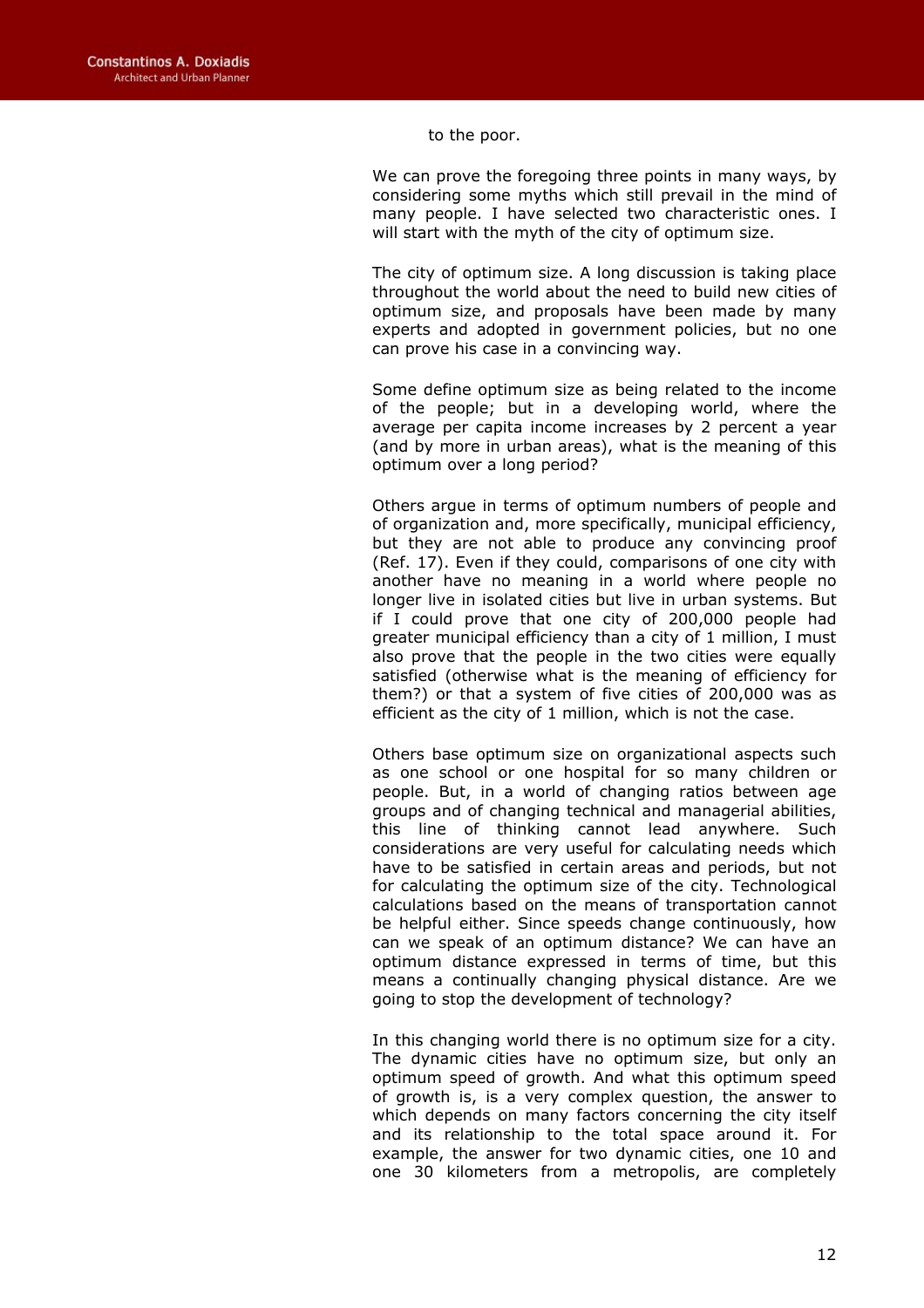to the poor.

We can prove the foregoing three points in many ways, by considering some myths which still prevail in the mind of many people. I have selected two characteristic ones. I will start with the myth of the city of optimum size.

The city of optimum size. A long discussion is taking place throughout the world about the need to build new cities of optimum size, and proposals have been made by many experts and adopted in government policies, but no one can prove his case in a convincing way.

Some define optimum size as being related to the income of the people; but in a developing world, where the average per capita income increases by 2 percent a year (and by more in urban areas), what is the meaning of this optimum over a long period?

Others argue in terms of optimum numbers of people and of organization and, more specifically, municipal efficiency, but they are not able to produce any convincing proof (Ref. 17). Even if they could, comparisons of one city with another have no meaning in a world where people no longer live in isolated cities but live in urban systems. But if I could prove that one city of 200,000 people had greater municipal efficiency than a city of 1 million, I must also prove that the people in the two cities were equally satisfied (otherwise what is the meaning of efficiency for them?) or that a system of five cities of 200,000 was as efficient as the city of 1 million, which is not the case.

Others base optimum size on organizational aspects such as one school or one hospital for so many children or people. But, in a world of changing ratios between age groups and of changing technical and managerial abilities, this line of thinking cannot lead anywhere. Such considerations are very useful for calculating needs which have to be satisfied in certain areas and periods, but not for calculating the optimum size of the city. Technological calculations based on the means of transportation cannot be helpful either. Since speeds change continuously, how can we speak of an optimum distance? We can have an optimum distance expressed in terms of time, but this means a continually changing physical distance. Are we going to stop the development of technology?

In this changing world there is no optimum size for a city. The dynamic cities have no optimum size, but only an optimum speed of growth. And what this optimum speed of growth is, is a very complex question, the answer to which depends on many factors concerning the city itself and its relationship to the total space around it. For example, the answer for two dynamic cities, one 10 and one 30 kilometers from a metropolis, are completely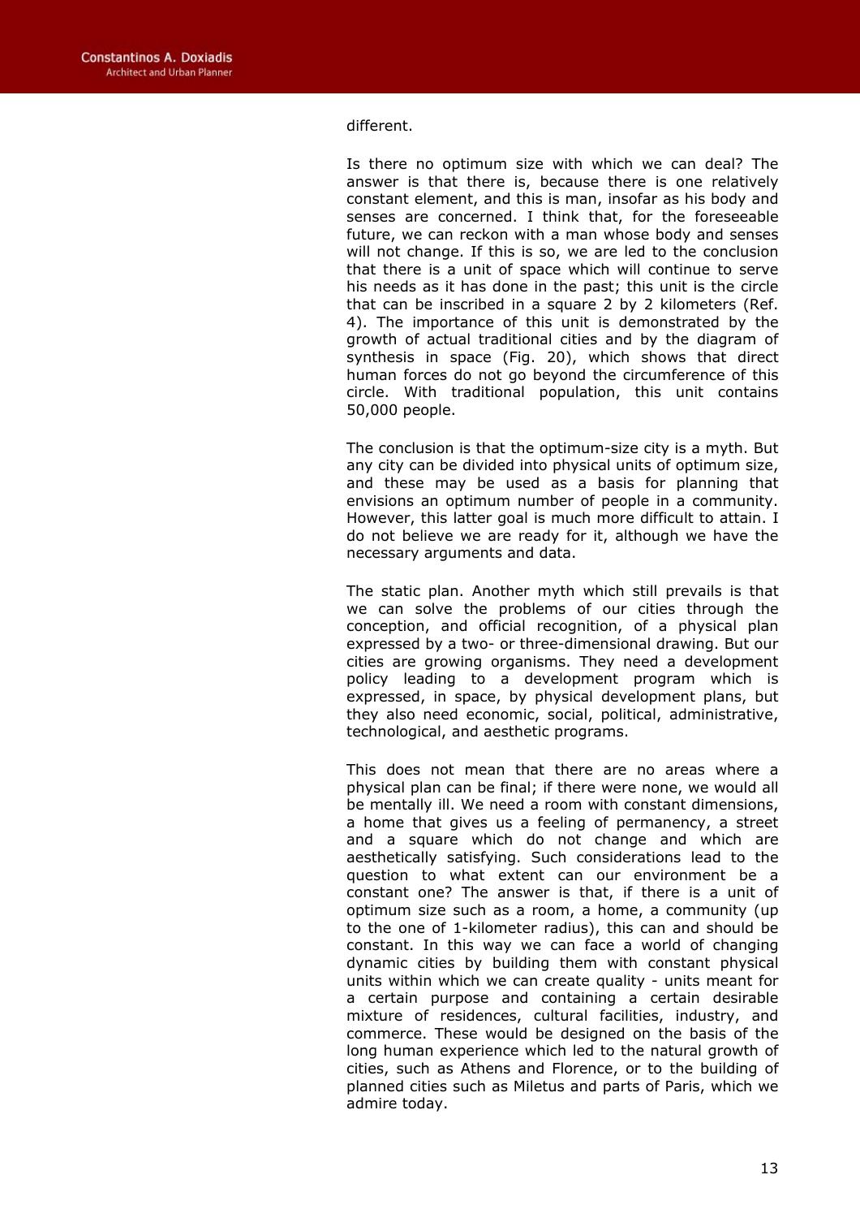different.

Is there no optimum size with which we can deal? The answer is that there is, because there is one relatively constant element, and this is man, insofar as his body and senses are concerned. I think that, for the foreseeable future, we can reckon with a man whose body and senses will not change. If this is so, we are led to the conclusion that there is a unit of space which will continue to serve his needs as it has done in the past; this unit is the circle that can be inscribed in a square 2 by 2 kilometers (Ref. 4). The importance of this unit is demonstrated by the growth of actual traditional cities and by the diagram of synthesis in space (Fig. 20), which shows that direct human forces do not go beyond the circumference of this circle. With traditional population, this unit contains 50,000 people.

The conclusion is that the optimum-size city is a myth. But any city can be divided into physical units of optimum size, and these may be used as a basis for planning that envisions an optimum number of people in a community. However, this latter goal is much more difficult to attain. I do not believe we are ready for it, although we have the necessary arguments and data.

The static plan. Another myth which still prevails is that we can solve the problems of our cities through the conception, and official recognition, of a physical plan expressed by a two- or three-dimensional drawing. But our cities are growing organisms. They need a development policy leading to a development program which is expressed, in space, by physical development plans, but they also need economic, social, political, administrative, technological, and aesthetic programs.

This does not mean that there are no areas where a physical plan can be final; if there were none, we would all be mentally ill. We need a room with constant dimensions, a home that gives us a feeling of permanency, a street and a square which do not change and which are aesthetically satisfying. Such considerations lead to the question to what extent can our environment be a constant one? The answer is that, if there is a unit of optimum size such as a room, a home, a community (up to the one of 1-kilometer radius), this can and should be constant. In this way we can face a world of changing dynamic cities by building them with constant physical units within which we can create quality - units meant for a certain purpose and containing a certain desirable mixture of residences, cultural facilities, industry, and commerce. These would be designed on the basis of the long human experience which led to the natural growth of cities, such as Athens and Florence, or to the building of planned cities such as Miletus and parts of Paris, which we admire today.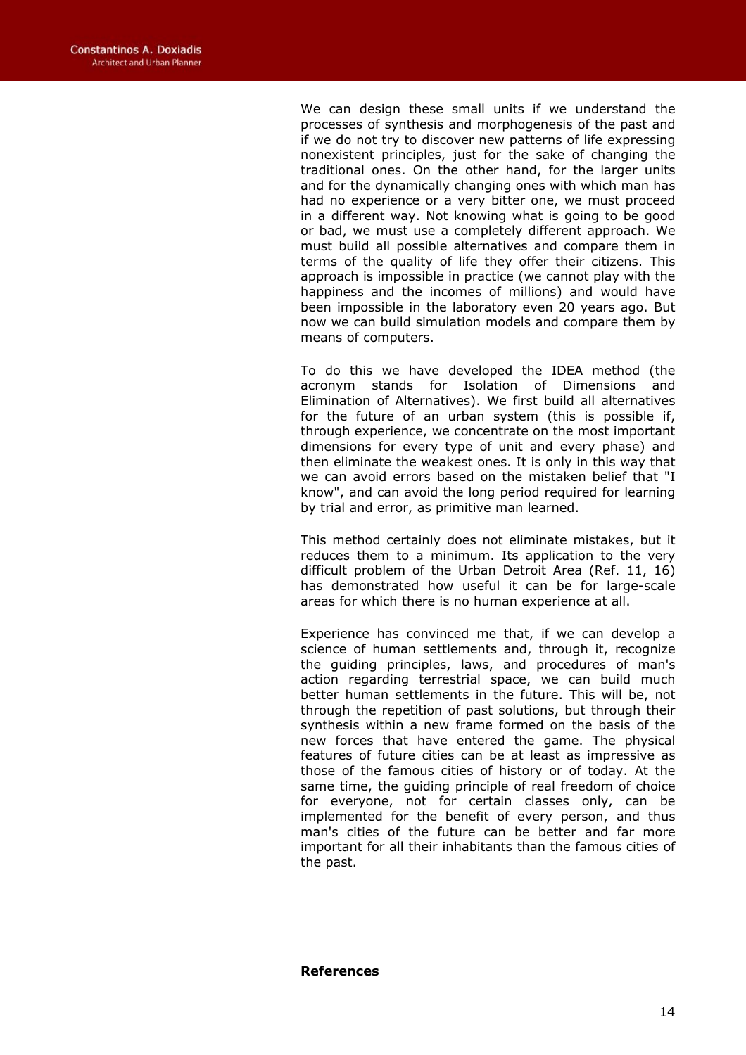We can design these small units if we understand the processes of synthesis and morphogenesis of the past and if we do not try to discover new patterns of life expressing nonexistent principles, just for the sake of changing the traditional ones. On the other hand, for the larger units and for the dynamically changing ones with which man has had no experience or a very bitter one, we must proceed in a different way. Not knowing what is going to be good or bad, we must use a completely different approach. We must build all possible alternatives and compare them in terms of the quality of life they offer their citizens. This approach is impossible in practice (we cannot play with the happiness and the incomes of millions) and would have been impossible in the laboratory even 20 years ago. But now we can build simulation models and compare them by means of computers.

To do this we have developed the IDEA method (the acronym stands for Isolation of Dimensions and Elimination of Alternatives). We first build all alternatives for the future of an urban system (this is possible if, through experience, we concentrate on the most important dimensions for every type of unit and every phase) and then eliminate the weakest ones. It is only in this way that we can avoid errors based on the mistaken belief that "I know", and can avoid the long period required for learning by trial and error, as primitive man learned.

This method certainly does not eliminate mistakes, but it reduces them to a minimum. Its application to the very difficult problem of the Urban Detroit Area (Ref. 11, 16) has demonstrated how useful it can be for large-scale areas for which there is no human experience at all.

Experience has convinced me that, if we can develop a science of human settlements and, through it, recognize the guiding principles, laws, and procedures of man's action regarding terrestrial space, we can build much better human settlements in the future. This will be, not through the repetition of past solutions, but through their synthesis within a new frame formed on the basis of the new forces that have entered the game. The physical features of future cities can be at least as impressive as those of the famous cities of history or of today. At the same time, the guiding principle of real freedom of choice for everyone, not for certain classes only, can be implemented for the benefit of every person, and thus man's cities of the future can be better and far more important for all their inhabitants than the famous cities of the past.

**References**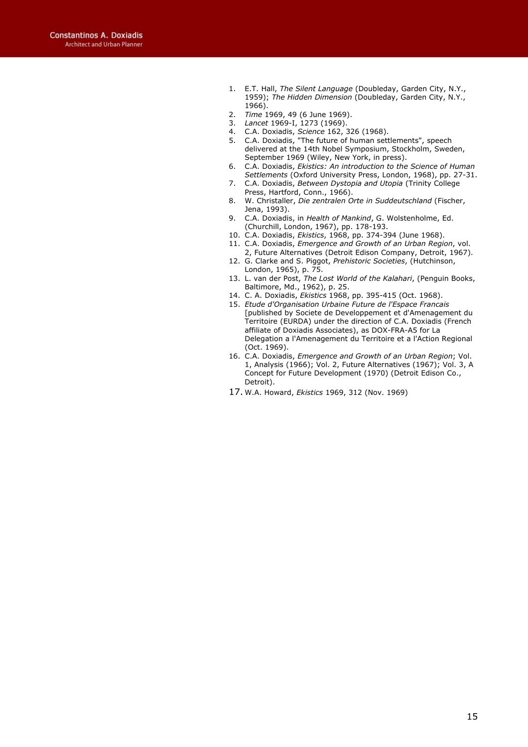1. E.T. Hall, *The Silent Language* (Doubleday, Garden City, N.Y., 1959); *The Hidden Dimension* (Doubleday, Garden City, N.Y., 1966).
2. *Time* 1969, 49 (6 June 1969).
3. *Lancet* 1969-I, 1273 (1969).
4. C.A. Doxiadis, *Science* 162, 326 (1968).
5. C.A. Doxiadis, "The future of human settlements", speech delivered at the 14th Nobel Symposium, Stockholm, Sweden, September 1969 (Wiley, New York, in press).
6. C.A. Doxiadis, *Ekistics: An introduction to the Science of Human Settlements* (Oxford University Press, London, 1968), pp. 27-31.
7. C.A. Doxiadis, *Between Dystopia and Utopia* (Trinity College Press, Hartford, Conn., 1966).
8. W. Christaller, *Die zentralen Orte in Suddeutschland* (Fischer, Jena, 1993).
9. C.A. Doxiadis, in *Health of Mankind*, G. Wolstenholme, Ed. (Churchill, London, 1967), pp. 178-193.
10. C.A. Doxiadis, *Ekistics*, 1968, pp. 374-394 (June 1968).
11. C.A. Doxiadis, *Emergence and Growth of an Urban Region*, vol. 2, Future Alternatives (Detroit Edison Company, Detroit, 1967).
12. G. Clarke and S. Piggot, *Prehistoric Societies*, (Hutchinson, London, 1965), p. 75.
13. L. van der Post, *The Lost World of the Kalahari*, (Penguin Books, Baltimore, Md., 1962), p. 25.
14. C. A. Doxiadis, *Ekistics* 1968, pp. 395-415 (Oct. 1968).
15. *Etude d'Organisation Urbaine Future de l'Espace Francais* [published by Societe de Developpement et d'Amenagement du Territoire (EURDA) under the direction of C.A. Doxiadis (French affiliate of Doxiadis Associates), as DOX-FRA-A5 for La Delegation a l'Amenagement du Territoire et a l'Action Regional (Oct. 1969).
16. C.A. Doxiadis, *Emergence and Growth of an Urban Region*; Vol. 1, Analysis (1966); Vol. 2, Future Alternatives (1967); Vol. 3, A Concept for Future Development (1970) (Detroit Edison Co., Detroit).
17. W.A. Howard, *Ekistics* 1969, 312 (Nov. 1969)